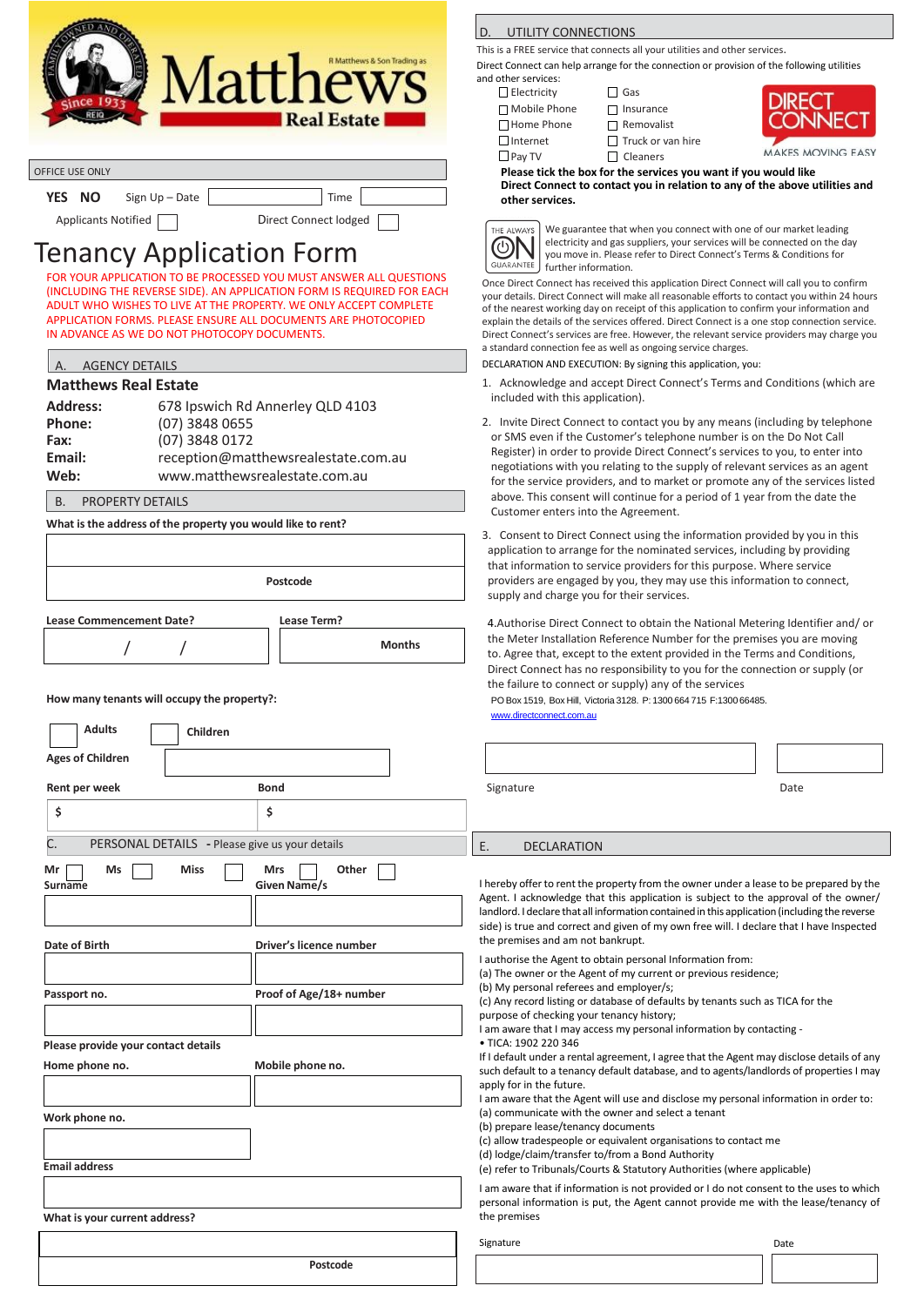Matthews Real Estate

R Matthews & Son Trading as

Family Owned and Operated Since 1933 REIQ

OFFICE USE ONLY

**YES NO** Sign Up – Date ______ Time ______

Applicants Notified ☐ Direct Connect lodged ☐

# Tenancy Application Form

FOR YOUR APPLICATION TO BE PROCESSED YOU MUST ANSWER ALL QUESTIONS (INCLUDING THE REVERSE SIDE). AN APPLICATION FORM IS REQUIRED FOR EACH ADULT WHO WISHES TO LIVE AT THE PROPERTY. WE ONLY ACCEPT COMPLETE APPLICATION FORMS. PLEASE ENSURE ALL DOCUMENTS ARE PHOTOCOPIED IN ADVANCE AS WE DO NOT PHOTOCOPY DOCUMENTS.

## A. AGENCY DETAILS

### Matthews Real Estate

**Address:** 678 Ipswich Rd Annerley QLD 4103
**Phone:** (07) 3848 0655
**Fax:** (07) 3848 0172
**Email:** reception@matthewsrealestate.com.au
**Web:** www.matthewsrealestate.com.au

## B. PROPERTY DETAILS

**What is the address of the property you would like to rent?**

______

**Postcode** ______

**Lease Commencement Date?** / /

**Lease Term?** ______ **Months**

**How many tenants will occupy the property?:**

☐ **Adults** ☐ **Children**

**Ages of Children** ______

**Rent per week** $ ______ **Bond** $ ______

## C. PERSONAL DETAILS - Please give us your details

**Mr** ☐ **Ms** ☐ **Miss** ☐ **Mrs** ☐ **Other** ☐

**Surname** ______ **Given Name/s** ______

**Date of Birth** ______ **Driver's licence number** ______

**Passport no.** ______ **Proof of Age/18+ number** ______

**Please provide your contact details**

**Home phone no.** ______ **Mobile phone no.** ______

**Work phone no.** ______

**Email address** ______

**What is your current address?**

______

**Postcode** ______

## D. UTILITY CONNECTIONS

This is a FREE service that connects all your utilities and other services.

Direct Connect can help arrange for the connection or provision of the following utilities and other services:

- ☐ Electricity
- ☐ Gas
- ☐ Mobile Phone
- ☐ Insurance
- ☐ Home Phone
- ☐ Removalist
- ☐ Internet
- ☐ Truck or van hire
- ☐ Pay TV
- ☐ Cleaners

DIRECT CONNECT — MAKES MOVING EASY

**Please tick the box for the services you want if you would like Direct Connect to contact you in relation to any of the above utilities and other services.**

THE ALWAYS ON GUARANTEE — We guarantee that when you connect with one of our market leading electricity and gas suppliers, your services will be connected on the day you move in. Please refer to Direct Connect's Terms & Conditions for further information.

Once Direct Connect has received this application Direct Connect will call you to confirm your details. Direct Connect will make all reasonable efforts to contact you within 24 hours of the nearest working day on receipt of this application to confirm your information and explain the details of the services offered. Direct Connect is a one stop connection service. Direct Connect's services are free. However, the relevant service providers may charge you a standard connection fee as well as ongoing service charges.

DECLARATION AND EXECUTION: By signing this application, you:

1. Acknowledge and accept Direct Connect's Terms and Conditions (which are included with this application).
2. Invite Direct Connect to contact you by any means (including by telephone or SMS even if the Customer's telephone number is on the Do Not Call Register) in order to provide Direct Connect's services to you, to enter into negotiations with you relating to the supply of relevant services as an agent for the service providers, and to market or promote any of the services listed above. This consent will continue for a period of 1 year from the date the Customer enters into the Agreement.
3. Consent to Direct Connect using the information provided by you in this application to arrange for the nominated services, including by providing that information to service providers for this purpose. Where service providers are engaged by you, they may use this information to connect, supply and charge you for their services.
4. Authorise Direct Connect to obtain the National Metering Identifier and/ or the Meter Installation Reference Number for the premises you are moving to. Agree that, except to the extent provided in the Terms and Conditions, Direct Connect has no responsibility to you for the connection or supply (or the failure to connect or supply) any of the services

PO Box 1519, Box Hill, Victoria 3128. P: 1300 664 715 F:1300 66485.
www.directconnect.com.au

Signature ______ Date ______

## E. DECLARATION

I hereby offer to rent the property from the owner under a lease to be prepared by the Agent. I acknowledge that this application is subject to the approval of the owner/ landlord. I declare that all information contained in this application (including the reverse side) is true and correct and given of my own free will. I declare that I have Inspected the premises and am not bankrupt.

I authorise the Agent to obtain personal Information from:
(a) The owner or the Agent of my current or previous residence;
(b) My personal referees and employer/s;
(c) Any record listing or database of defaults by tenants such as TICA for the purpose of checking your tenancy history;
I am aware that I may access my personal information by contacting -
• TICA: 1902 220 346

If I default under a rental agreement, I agree that the Agent may disclose details of any such default to a tenancy default database, and to agents/landlords of properties I may apply for in the future.

I am aware that the Agent will use and disclose my personal information in order to:
(a) communicate with the owner and select a tenant
(b) prepare lease/tenancy documents
(c) allow tradespeople or equivalent organisations to contact me
(d) lodge/claim/transfer to/from a Bond Authority
(e) refer to Tribunals/Courts & Statutory Authorities (where applicable)

I am aware that if information is not provided or I do not consent to the uses to which personal information is put, the Agent cannot provide me with the lease/tenancy of the premises

Signature ______ Date ______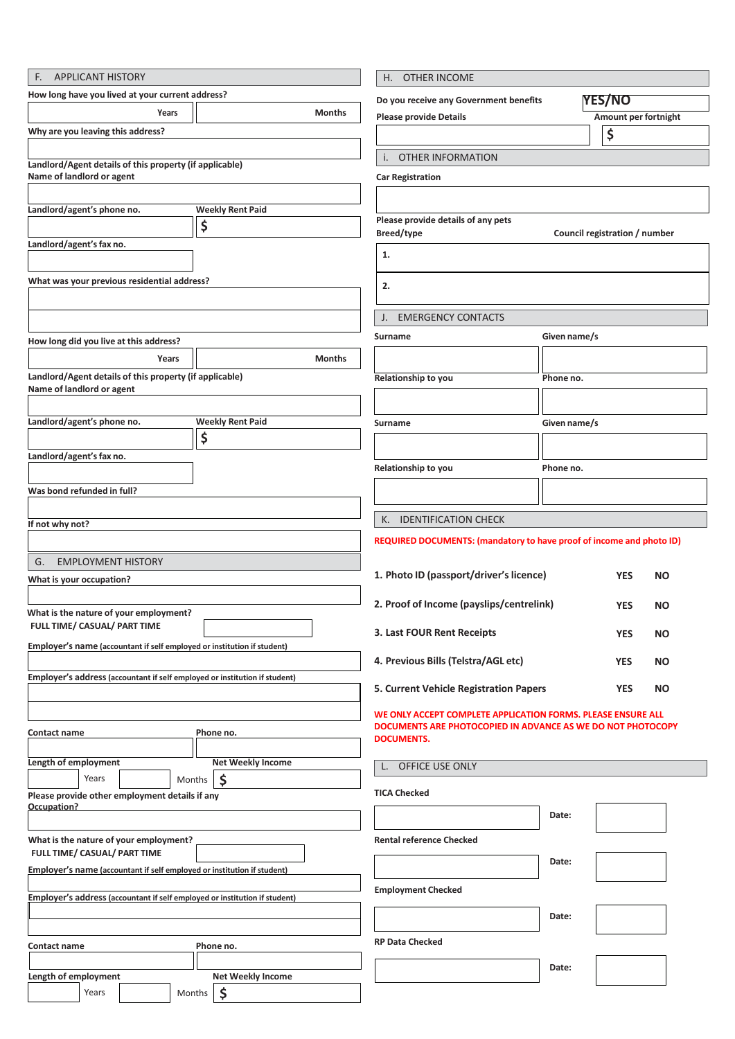## F. APPLICANT HISTORY

How long have you lived at your current address?

| Years | Months |
|---|---|

Why are you leaving this address?

Landlord/Agent details of this property (if applicable)
Name of landlord or agent

| Landlord/agent's phone no. | Weekly Rent Paid |
|---|---|
| | $ |

Landlord/agent's fax no.

What was your previous residential address?

How long did you live at this address?

| Years | Months |
|---|---|

Landlord/Agent details of this property (if applicable)
Name of landlord or agent

| Landlord/agent's phone no. | Weekly Rent Paid |
|---|---|
| | $ |

Landlord/agent's fax no.

Was bond refunded in full?

If not why not?

## G. EMPLOYMENT HISTORY

What is your occupation?

What is the nature of your employment?
FULL TIME/ CASUAL/ PART TIME

Employer's name (accountant if self employed or institution if student)

Employer's address (accountant if self employed or institution if student)

| Contact name | Phone no. |
|---|---|
| | |

| Length of employment | | Net Weekly Income |
|---|---|---|
| Years | Months | $ |

Please provide other employment details if any
Occupation?

What is the nature of your employment?
FULL TIME/ CASUAL/ PART TIME

Employer's name (accountant if self employed or institution if student)

Employer's address (accountant if self employed or institution if student)

| Contact name | Phone no. |
|---|---|
| | |

| Length of employment | | Net Weekly Income |
|---|---|---|
| Years | Months | $ |

## H. OTHER INCOME

Do you receive any Government benefits **YES/NO**

| Please provide Details | Amount per fortnight |
|---|---|
| | $ |

## i. OTHER INFORMATION

Car Registration

Please provide details of any pets

| Breed/type | Council registration / number |
|---|---|
| 1. | |
| 2. | |

## J. EMERGENCY CONTACTS

| Surname | Given name/s |
|---|---|
| | |
| **Relationship to you** | **Phone no.** |
| | |
| **Surname** | **Given name/s** |
| | |
| **Relationship to you** | **Phone no.** |
| | |

## K. IDENTIFICATION CHECK

**REQUIRED DOCUMENTS: (mandatory to have proof of income and photo ID)**

| | | |
|---|---|---|
| 1. Photo ID (passport/driver's licence) | YES | NO |
| 2. Proof of Income (payslips/centrelink) | YES | NO |
| 3. Last FOUR Rent Receipts | YES | NO |
| 4. Previous Bills (Telstra/AGL etc) | YES | NO |
| 5. Current Vehicle Registration Papers | YES | NO |

**WE ONLY ACCEPT COMPLETE APPLICATION FORMS. PLEASE ENSURE ALL DOCUMENTS ARE PHOTOCOPIED IN ADVANCE AS WE DO NOT PHOTOCOPY DOCUMENTS.**

## L. OFFICE USE ONLY

| | | |
|---|---|---|
| TICA Checked | Date: | |
| Rental reference Checked | Date: | |
| Employment Checked | Date: | |
| RP Data Checked | Date: | |